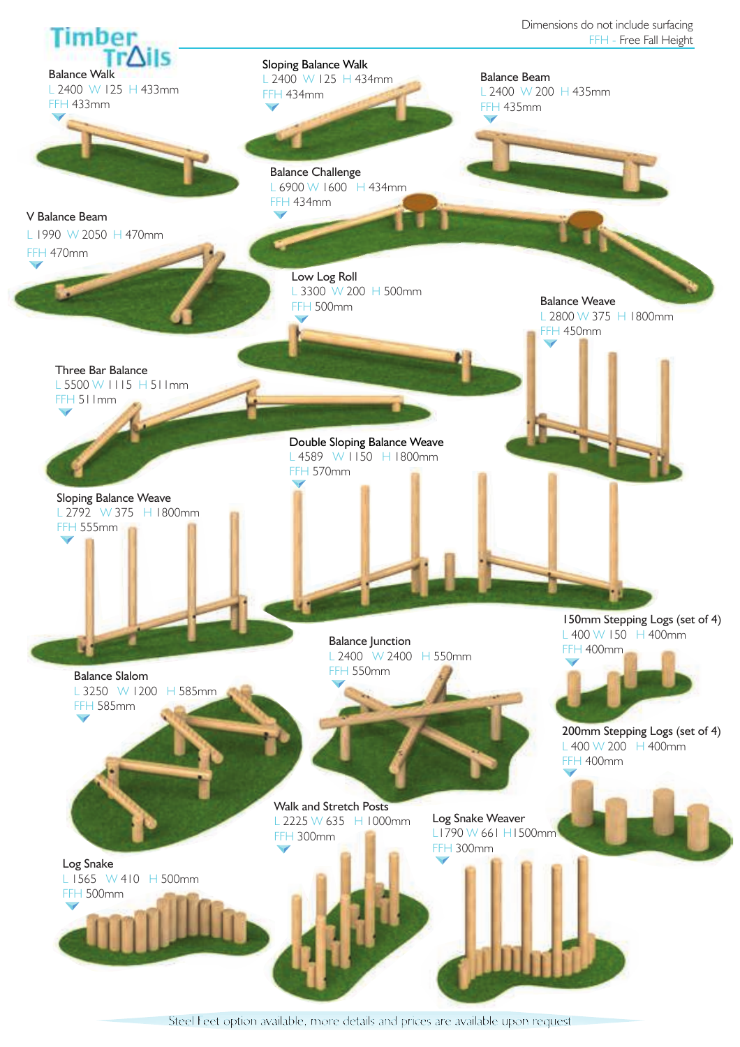# Timber Trails

Dimensions do not include surfacing
FFH - Free Fall Height

### Balance Walk
L 2400 W 125 H 433mm
FFH 433mm

### Sloping Balance Walk
L 2400 W 125 H 434mm
FFH 434mm

### Balance Beam
L 2400 W 200 H 435mm
FFH 435mm

### Balance Challenge
L 6900 W 1600 H 434mm
FFH 434mm

### V Balance Beam
L 1990 W 2050 H 470mm
FFH 470mm

### Low Log Roll
L 3300 W 200 H 500mm
FFH 500mm

### Balance Weave
L 2800 W 375 H 1800mm
FFH 450mm

### Three Bar Balance
L 5500 W 1115 H 511mm
FFH 511mm

### Double Sloping Balance Weave
L 4589 W 1150 H 1800mm
FFH 570mm

### Sloping Balance Weave
L 2792 W 375 H 1800mm
FFH 555mm

### 150mm Stepping Logs (set of 4)
L 400 W 150 H 400mm
FFH 400mm

### Balance Junction
L 2400 W 2400 H 550mm
FFH 550mm

### Balance Slalom
L 3250 W 1200 H 585mm
FFH 585mm

### 200mm Stepping Logs (set of 4)
L 400 W 200 H 400mm
FFH 400mm

### Walk and Stretch Posts
L 2225 W 635 H 1000mm
FFH 300mm

### Log Snake Weaver
L 1790 W 661 H 1500mm
FFH 300mm

### Log Snake
L 1565 W 410 H 500mm
FFH 500mm

Steel Feet option available, more details and prices are available upon request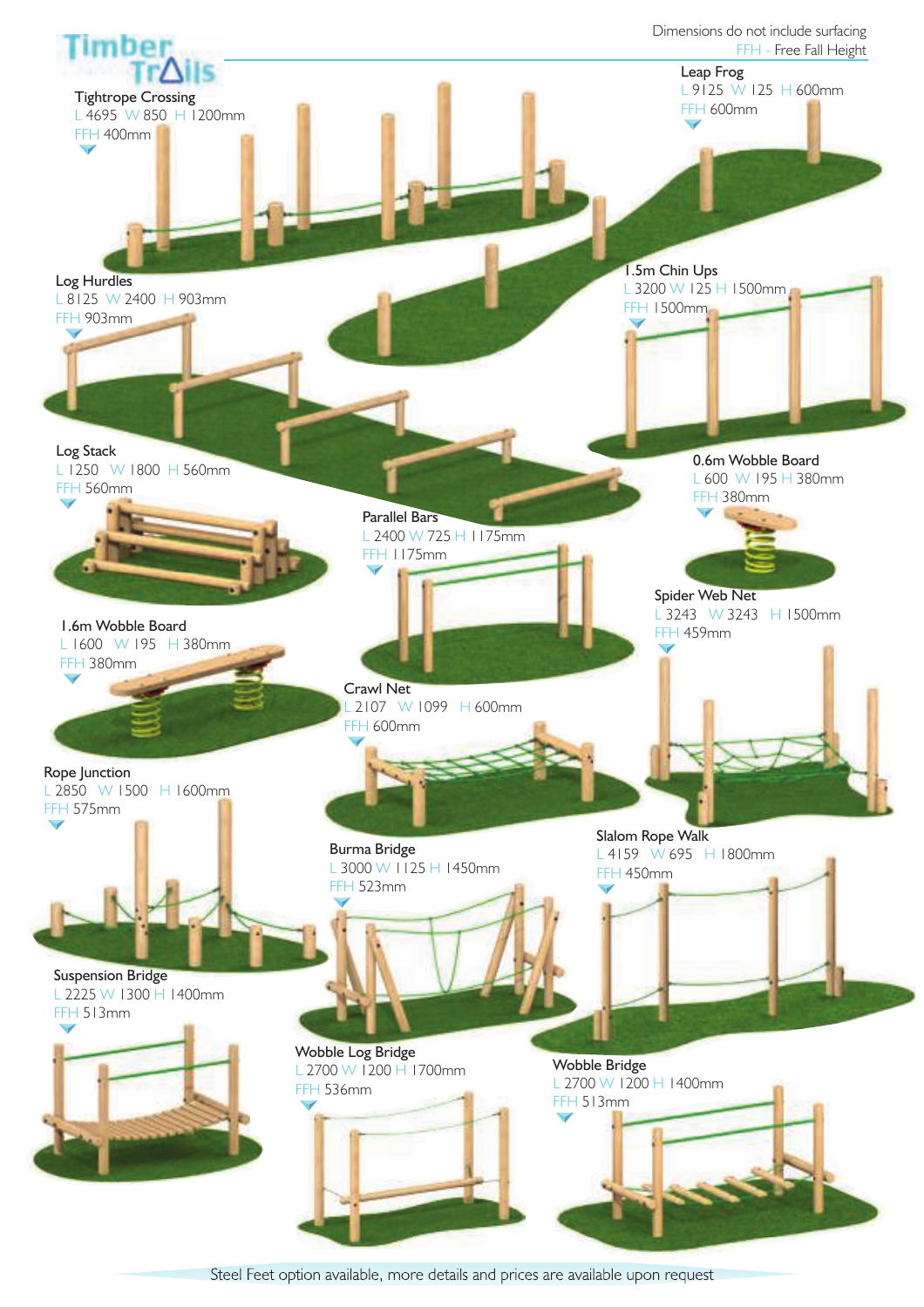# Timber Trails

Dimensions do not include surfacing

FFH - Free Fall Height

### Tightrope Crossing
L 4695 W 850 H 1200mm
FFH 400mm

### Leap Frog
L 9125 W 125 H 600mm
FFH 600mm

### Log Hurdles
L 8125 W 2400 H 903mm
FFH 903mm

### 1.5m Chin Ups
L 3200 W 125 H 1500mm
FFH 1500mm

### Log Stack
L 1250 W 1800 H 560mm
FFH 560mm

### 0.6m Wobble Board
L 600 W 195 H 380mm
FFH 380mm

### Parallel Bars
L 2400 W 725 H 1175mm
FFH 1175mm

### Spider Web Net
L 3243 W 3243 H 1500mm
FFH 459mm

### 1.6m Wobble Board
L 1600 W 195 H 380mm
FFH 380mm

### Crawl Net
L 2107 W 1099 H 600mm
FFH 600mm

### Rope Junction
L 2850 W 1500 H 1600mm
FFH 575mm

### Burma Bridge
L 3000 W 1125 H 1450mm
FFH 523mm

### Slalom Rope Walk
L 4159 W 695 H 1800mm
FFH 450mm

### Suspension Bridge
L 2225 W 1300 H 1400mm
FFH 513mm

### Wobble Log Bridge
L 2700 W 1200 H 1700mm
FFH 536mm

### Wobble Bridge
L 2700 W 1200 H 1400mm
FFH 513mm

Steel Feet option available, more details and prices are available upon request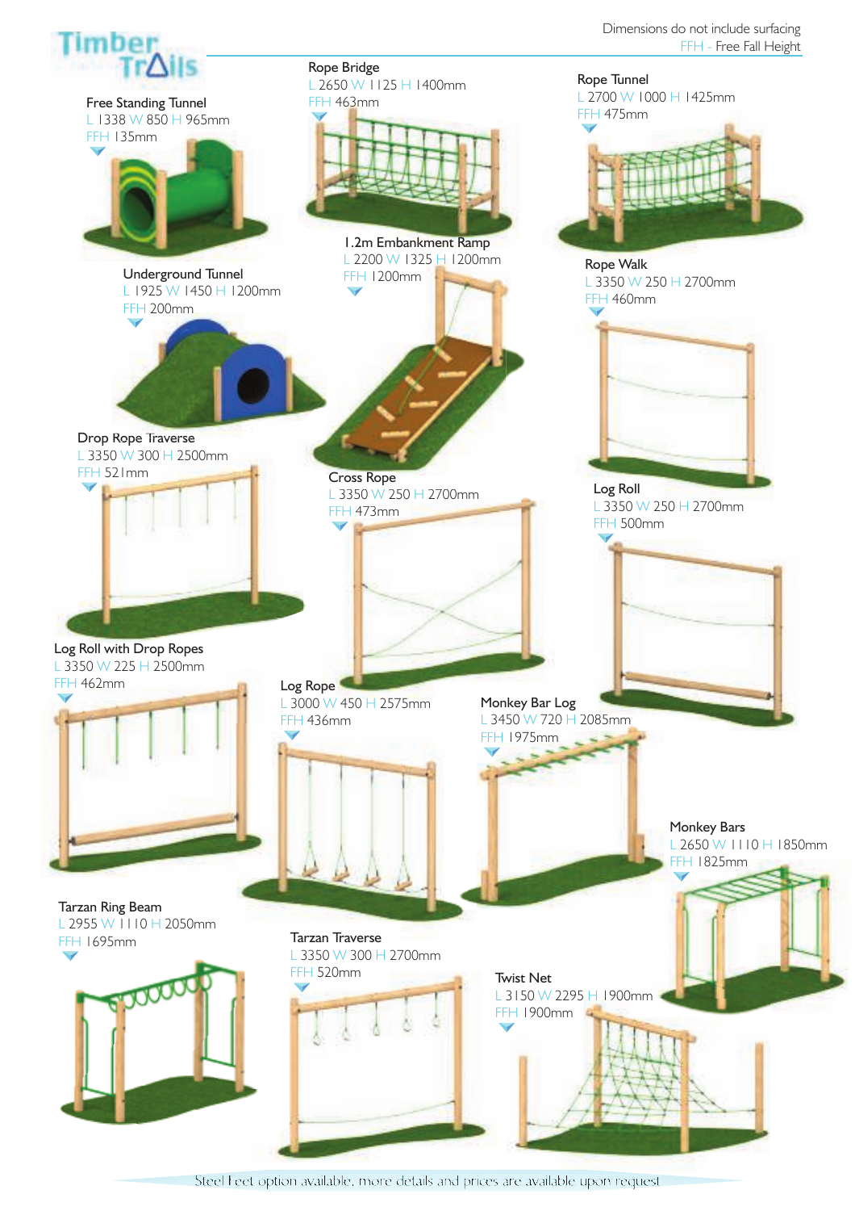Dimensions do not include surfacing
FFH - Free Fall Height

# Timber Trails

## Free Standing Tunnel
L 1338 W 850 H 965mm
FFH 135mm

## Rope Bridge
L 2650 W 1125 H 1400mm
FFH 463mm

## Rope Tunnel
L 2700 W 1000 H 1425mm
FFH 475mm

## Underground Tunnel
L 1925 W 1450 H 1200mm
FFH 200mm

## 1.2m Embankment Ramp
L 2200 W 1325 H 1200mm
FFH 1200mm

## Rope Walk
L 3350 W 250 H 2700mm
FFH 460mm

## Drop Rope Traverse
L 3350 W 300 H 2500mm
FFH 521mm

## Cross Rope
L 3350 W 250 H 2700mm
FFH 473mm

## Log Roll
L 3350 W 250 H 2700mm
FFH 500mm

## Log Roll with Drop Ropes
L 3350 W 225 H 2500mm
FFH 462mm

## Log Rope
L 3000 W 450 H 2575mm
FFH 436mm

## Monkey Bar Log
L 3450 W 720 H 2085mm
FFH 1975mm

## Monkey Bars
L 2650 W 1110 H 1850mm
FFH 1825mm

## Tarzan Ring Beam
L 2955 W 1110 H 2050mm
FFH 1695mm

## Tarzan Traverse
L 3350 W 300 H 2700mm
FFH 520mm

## Twist Net
L 3150 W 2295 H 1900mm
FFH 1900mm

Steel Feet option available, more details and prices are available upon request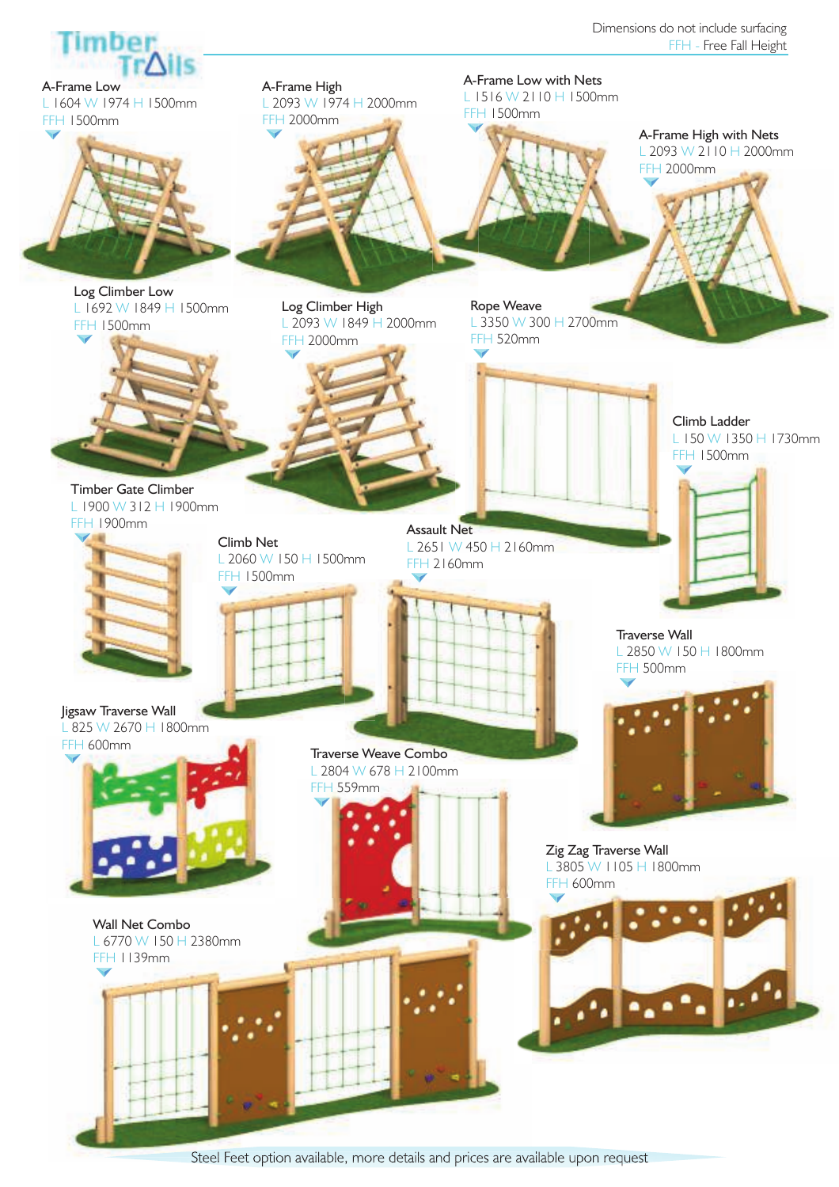# Timber Trails

Dimensions do not include surfacing
FFH - Free Fall Height

### A-Frame Low
L 1604 W 1974 H 1500mm
FFH 1500mm

### A-Frame High
L 2093 W 1974 H 2000mm
FFH 2000mm

### A-Frame Low with Nets
L 1516 W 2110 H 1500mm
FFH 1500mm

### A-Frame High with Nets
L 2093 W 2110 H 2000mm
FFH 2000mm

### Log Climber Low
L 1692 W 1849 H 1500mm
FFH 1500mm

### Log Climber High
L 2093 W 1849 H 2000mm
FFH 2000mm

### Rope Weave
L 3350 W 300 H 2700mm
FFH 520mm

### Climb Ladder
L 150 W 1350 H 1730mm
FFH 1500mm

### Timber Gate Climber
L 1900 W 312 H 1900mm
FFH 1900mm

### Climb Net
L 2060 W 150 H 1500mm
FFH 1500mm

### Assault Net
L 2651 W 450 H 2160mm
FFH 2160mm

### Traverse Wall
L 2850 W 150 H 1800mm
FFH 500mm

### Jigsaw Traverse Wall
L 825 W 2670 H 1800mm
FFH 600mm

### Traverse Weave Combo
L 2804 W 678 H 2100mm
FFH 559mm

### Zig Zag Traverse Wall
L 3805 W 1105 H 1800mm
FFH 600mm

### Wall Net Combo
L 6770 W 150 H 2380mm
FFH 1139mm

Steel Feet option available, more details and prices are available upon request